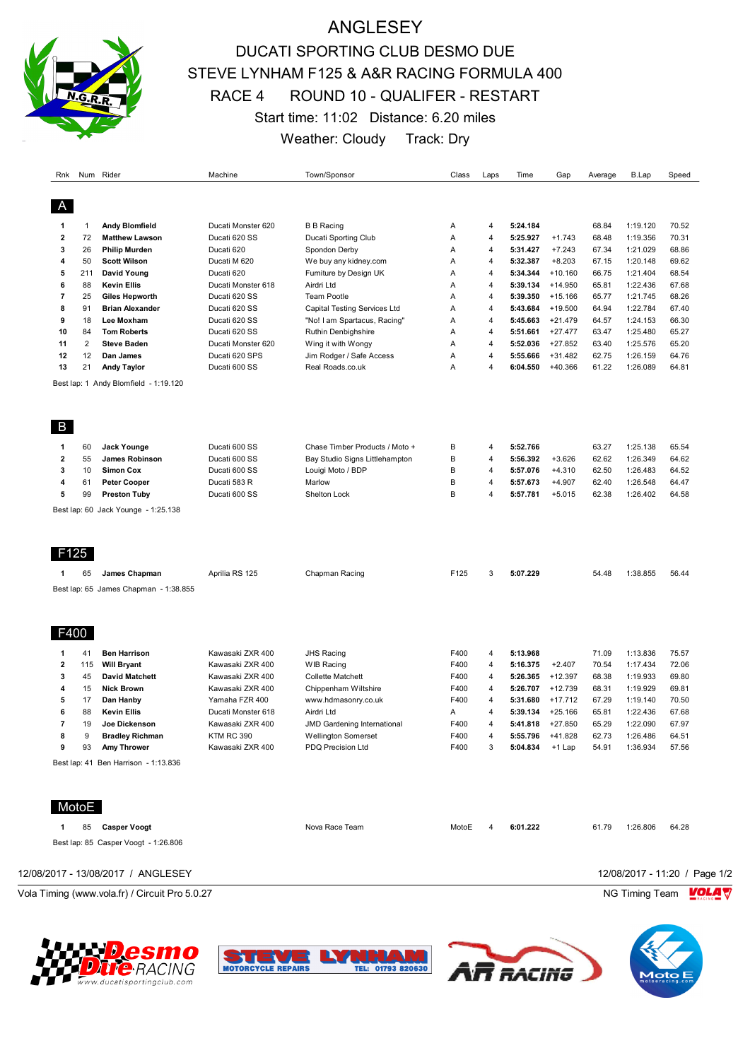# ANGLESEY

## DUCATI SPORTING CLUB DESMO DUE
## STEVE LYNHAM F125 & A&R RACING FORMULA 400
## RACE 4 ROUND 10 - QUALIFER - RESTART

Start time: 11:02 Distance: 6.20 miles

Weather: Cloudy Track: Dry

### A

| Rnk | Num | Rider | Machine | Town/Sponsor | Class | Laps | Time | Gap | Average | B.Lap | Speed |
|---|---|---|---|---|---|---|---|---|---|---|---|
| 1 | 1 | **Andy Blomfield** | Ducati Monster 620 | B B Racing | A | 4 | **5:24.184** | | 68.84 | 1:19.120 | 70.52 |
| 2 | 72 | **Matthew Lawson** | Ducati 620 SS | Ducati Sporting Club | A | 4 | **5:25.927** | +1.743 | 68.48 | 1:19.356 | 70.31 |
| 3 | 26 | **Philip Murden** | Ducati 620 | Spondon Derby | A | 4 | **5:31.427** | +7.243 | 67.34 | 1:21.029 | 68.86 |
| 4 | 50 | **Scott Wilson** | Ducati M 620 | We buy any kidney.com | A | 4 | **5:32.387** | +8.203 | 67.15 | 1:20.148 | 69.62 |
| 5 | 211 | **David Young** | Ducati 620 | Furniture by Design UK | A | 4 | **5:34.344** | +10.160 | 66.75 | 1:21.404 | 68.54 |
| 6 | 88 | **Kevin Ellis** | Ducati Monster 618 | Airdri Ltd | A | 4 | **5:39.134** | +14.950 | 65.81 | 1:22.436 | 67.68 |
| 7 | 25 | **Giles Hepworth** | Ducati 620 SS | Team Pootle | A | 4 | **5:39.350** | +15.166 | 65.77 | 1:21.745 | 68.26 |
| 8 | 91 | **Brian Alexander** | Ducati 620 SS | Capital Testing Services Ltd | A | 4 | **5:43.684** | +19.500 | 64.94 | 1:22.784 | 67.40 |
| 9 | 18 | **Lee Moxham** | Ducati 620 SS | "No! I am Spartacus, Racing" | A | 4 | **5:45.663** | +21.479 | 64.57 | 1:24.153 | 66.30 |
| 10 | 84 | **Tom Roberts** | Ducati 620 SS | Ruthin Denbighshire | A | 4 | **5:51.661** | +27.477 | 63.47 | 1:25.480 | 65.27 |
| 11 | 2 | **Steve Baden** | Ducati Monster 620 | Wing it with Wongy | A | 4 | **5:52.036** | +27.852 | 63.40 | 1:25.576 | 65.20 |
| 12 | 12 | **Dan James** | Ducati 620 SPS | Jim Rodger / Safe Access | A | 4 | **5:55.666** | +31.482 | 62.75 | 1:26.159 | 64.76 |
| 13 | 21 | **Andy Taylor** | Ducati 600 SS | Real Roads.co.uk | A | 4 | **6:04.550** | +40.366 | 61.22 | 1:26.089 | 64.81 |

Best lap: 1 Andy Blomfield - 1:19.120

### B

| Rnk | Num | Rider | Machine | Town/Sponsor | Class | Laps | Time | Gap | Average | B.Lap | Speed |
|---|---|---|---|---|---|---|---|---|---|---|---|
| 1 | 60 | **Jack Younge** | Ducati 600 SS | Chase Timber Products / Moto + | B | 4 | **5:52.766** | | 63.27 | 1:25.138 | 65.54 |
| 2 | 55 | **James Robinson** | Ducati 600 SS | Bay Studio Signs Littlehampton | B | 4 | **5:56.392** | +3.626 | 62.62 | 1:26.349 | 64.62 |
| 3 | 10 | **Simon Cox** | Ducati 600 SS | Louigi Moto / BDP | B | 4 | **5:57.076** | +4.310 | 62.50 | 1:26.483 | 64.52 |
| 4 | 61 | **Peter Cooper** | Ducati 583 R | Marlow | B | 4 | **5:57.673** | +4.907 | 62.40 | 1:26.548 | 64.47 |
| 5 | 99 | **Preston Tuby** | Ducati 600 SS | Shelton Lock | B | 4 | **5:57.781** | +5.015 | 62.38 | 1:26.402 | 64.58 |

Best lap: 60 Jack Younge - 1:25.138

### F125

| Rnk | Num | Rider | Machine | Town/Sponsor | Class | Laps | Time | Gap | Average | B.Lap | Speed |
|---|---|---|---|---|---|---|---|---|---|---|---|
| 1 | 65 | **James Chapman** | Aprilia RS 125 | Chapman Racing | F125 | 3 | **5:07.229** | | 54.48 | 1:38.855 | 56.44 |

Best lap: 65 James Chapman - 1:38.855

### F400

| Rnk | Num | Rider | Machine | Town/Sponsor | Class | Laps | Time | Gap | Average | B.Lap | Speed |
|---|---|---|---|---|---|---|---|---|---|---|---|
| 1 | 41 | **Ben Harrison** | Kawasaki ZXR 400 | JHS Racing | F400 | 4 | **5:13.968** | | 71.09 | 1:13.836 | 75.57 |
| 2 | 115 | **Will Bryant** | Kawasaki ZXR 400 | WIB Racing | F400 | 4 | **5:16.375** | +2.407 | 70.54 | 1:17.434 | 72.06 |
| 3 | 45 | **David Matchett** | Kawasaki ZXR 400 | Collette Matchett | F400 | 4 | **5:26.365** | +12.397 | 68.38 | 1:19.933 | 69.80 |
| 4 | 15 | **Nick Brown** | Kawasaki ZXR 400 | Chippenham Wiltshire | F400 | 4 | **5:26.707** | +12.739 | 68.31 | 1:19.929 | 69.81 |
| 5 | 17 | **Dan Hanby** | Yamaha FZR 400 | www.hdmasonry.co.uk | F400 | 4 | **5:31.680** | +17.712 | 67.29 | 1:19.140 | 70.50 |
| 6 | 88 | **Kevin Ellis** | Ducati Monster 618 | Airdri Ltd | A | 4 | **5:39.134** | +25.166 | 65.81 | 1:22.436 | 67.68 |
| 7 | 19 | **Joe Dickenson** | Kawasaki ZXR 400 | JMD Gardening International | F400 | 4 | **5:41.818** | +27.850 | 65.29 | 1:22.090 | 67.97 |
| 8 | 9 | **Bradley Richman** | KTM RC 390 | Wellington Somerset | F400 | 4 | **5:55.796** | +41.828 | 62.73 | 1:26.486 | 64.51 |
| 9 | 93 | **Amy Thrower** | Kawasaki ZXR 400 | PDQ Precision Ltd | F400 | 3 | **5:04.834** | +1 Lap | 54.91 | 1:36.934 | 57.56 |

Best lap: 41 Ben Harrison - 1:13.836

### MotoE

| Rnk | Num | Rider | Machine | Town/Sponsor | Class | Laps | Time | Gap | Average | B.Lap | Speed |
|---|---|---|---|---|---|---|---|---|---|---|---|
| 1 | 85 | **Casper Voogt** | | Nova Race Team | MotoE | 4 | **6:01.222** | | 61.79 | 1:26.806 | 64.28 |

Best lap: 85 Casper Voogt - 1:26.806

12/08/2017 - 13/08/2017 / ANGLESEY

12/08/2017 - 11:20

Vola Timing (www.vola.fr) / Circuit Pro 5.0.27

NG Timing Team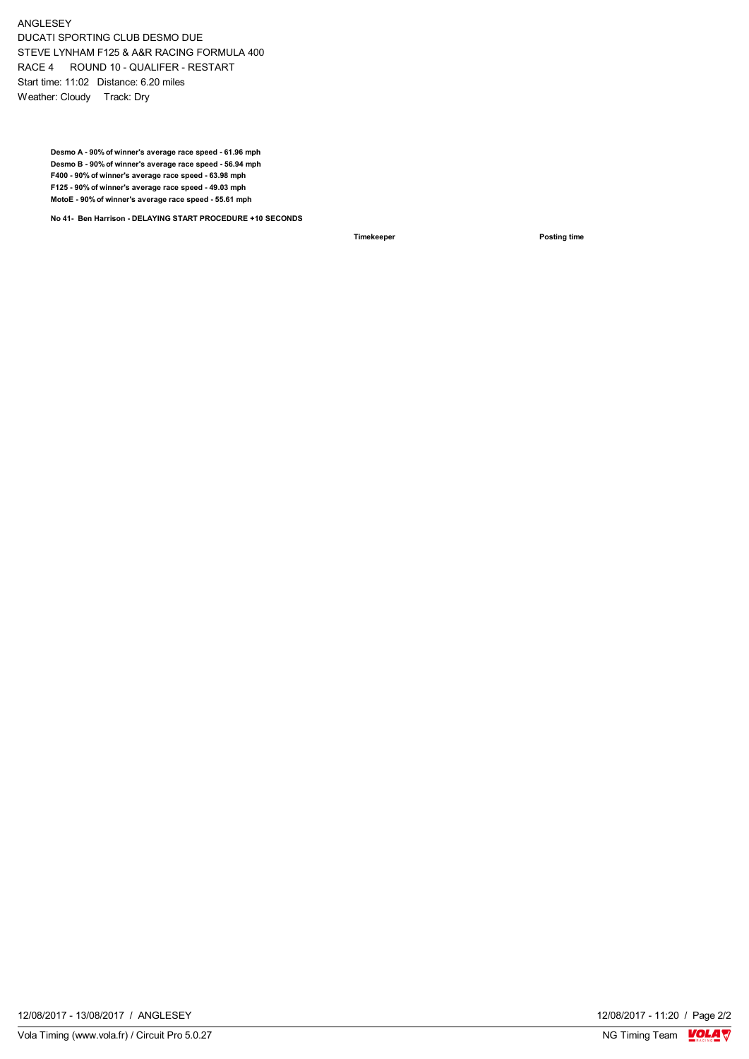ANGLESEY
DUCATI SPORTING CLUB DESMO DUE
STEVE LYNHAM F125 & A&R RACING FORMULA 400
RACE 4 ROUND 10 - QUALIFER - RESTART
Start time: 11:02 Distance: 6.20 miles
Weather: Cloudy Track: Dry

**Desmo A - 90% of winner's average race speed - 61.96 mph**
**Desmo B - 90% of winner's average race speed - 56.94 mph**
**F400 - 90% of winner's average race speed - 63.98 mph**
**F125 - 90% of winner's average race speed - 49.03 mph**
**MotoE - 90% of winner's average race speed - 55.61 mph**

**No 41- Ben Harrison - DELAYING START PROCEDURE +10 SECONDS**

**Timekeeper** **Posting time**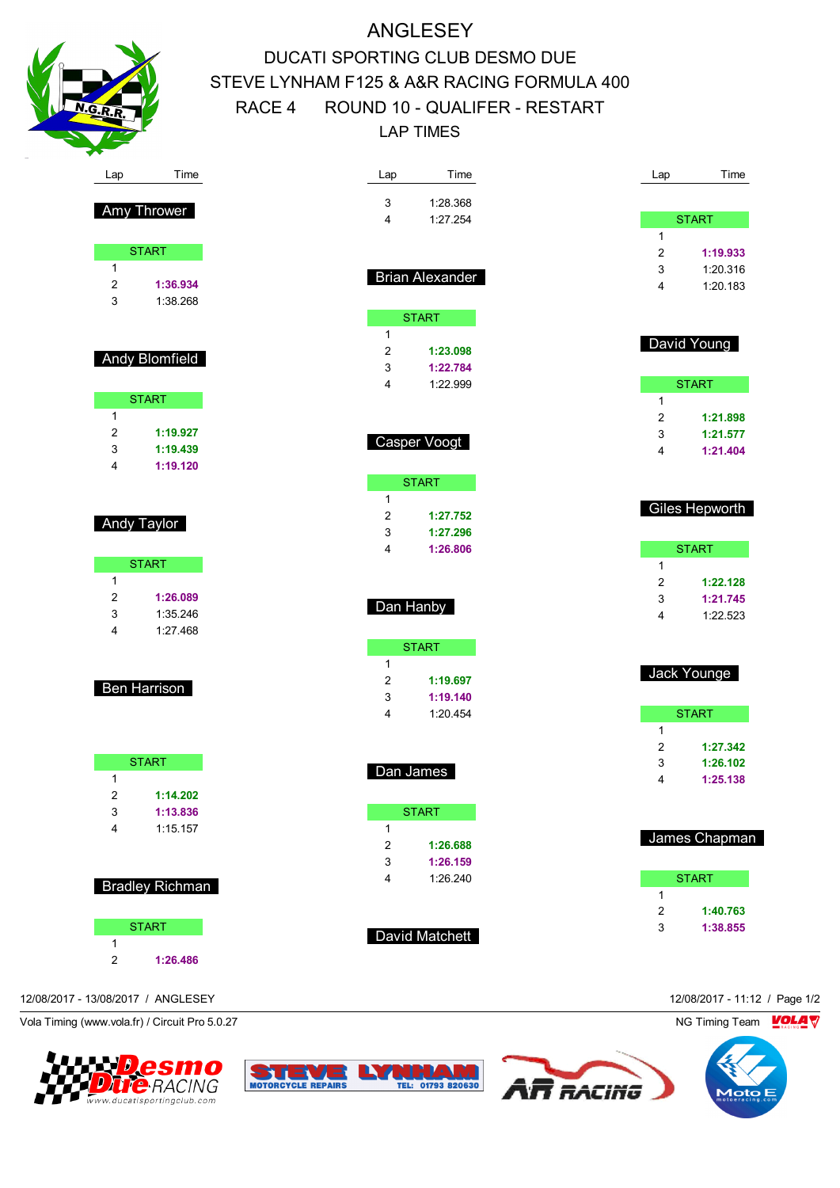# ANGLESEY

## DUCATI SPORTING CLUB DESMO DUE
## STEVE LYNHAM F125 & A&R RACING FORMULA 400
## RACE 4 ROUND 10 - QUALIFER - RESTART
## LAP TIMES

### Amy Thrower

| Lap | Time |
|---|---|
| START | |
| 1 | |
| 2 | **1:36.934** |
| 3 | 1:38.268 |

### Andy Blomfield

| Lap | Time |
|---|---|
| START | |
| 1 | |
| 2 | **1:19.927** |
| 3 | **1:19.439** |
| 4 | **1:19.120** |

### Andy Taylor

| Lap | Time |
|---|---|
| START | |
| 1 | |
| 2 | **1:26.089** |
| 3 | 1:35.246 |
| 4 | 1:27.468 |

### Ben Harrison

| Lap | Time |
|---|---|
| START | |
| 1 | |
| 2 | **1:14.202** |
| 3 | **1:13.836** |
| 4 | 1:15.157 |

### Bradley Richman

| Lap | Time |
|---|---|
| START | |
| 1 | |
| 2 | **1:26.486** |
| 3 | 1:28.368 |
| 4 | 1:27.254 |

### Brian Alexander

| Lap | Time |
|---|---|
| START | |
| 1 | |
| 2 | **1:23.098** |
| 3 | **1:22.784** |
| 4 | 1:22.999 |

### Casper Voogt

| Lap | Time |
|---|---|
| START | |
| 1 | |
| 2 | **1:27.752** |
| 3 | **1:27.296** |
| 4 | **1:26.806** |

### Dan Hanby

| Lap | Time |
|---|---|
| START | |
| 1 | |
| 2 | **1:19.697** |
| 3 | **1:19.140** |
| 4 | 1:20.454 |

### Dan James

| Lap | Time |
|---|---|
| START | |
| 1 | |
| 2 | **1:26.688** |
| 3 | **1:26.159** |
| 4 | 1:26.240 |

### David Matchett

| Lap | Time |
|---|---|
| START | |
| 1 | |
| 2 | **1:19.933** |
| 3 | 1:20.316 |
| 4 | 1:20.183 |

### David Young

| Lap | Time |
|---|---|
| START | |
| 1 | |
| 2 | **1:21.898** |
| 3 | **1:21.577** |
| 4 | **1:21.404** |

### Giles Hepworth

| Lap | Time |
|---|---|
| START | |
| 1 | |
| 2 | **1:22.128** |
| 3 | **1:21.745** |
| 4 | 1:22.523 |

### Jack Younge

| Lap | Time |
|---|---|
| START | |
| 1 | |
| 2 | **1:27.342** |
| 3 | **1:26.102** |
| 4 | **1:25.138** |

### James Chapman

| Lap | Time |
|---|---|
| START | |
| 1 | |
| 2 | **1:40.763** |
| 3 | **1:38.855** |

12/08/2017 - 13/08/2017 / ANGLESEY

12/08/2017 - 11:12

Vola Timing (www.vola.fr) / Circuit Pro 5.0.27

NG Timing Team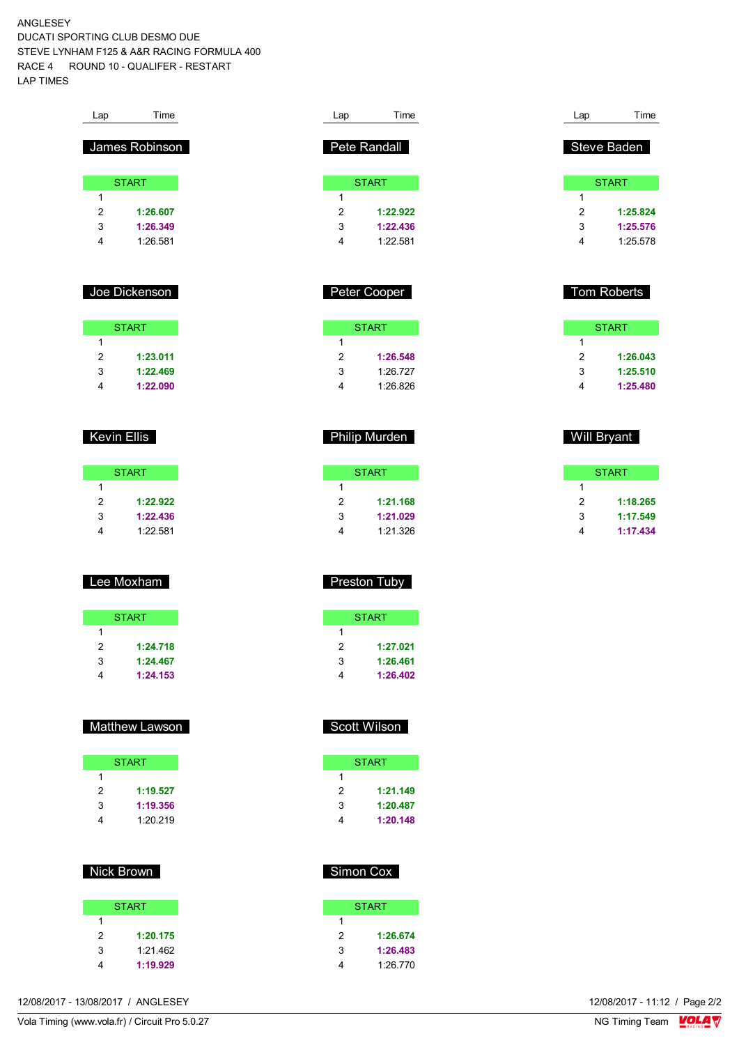ANGLESEY
DUCATI SPORTING CLUB DESMO DUE
STEVE LYNHAM F125 & A&R RACING FORMULA 400
RACE 4 ROUND 10 - QUALIFER - RESTART
LAP TIMES

### James Robinson

| Lap | Time |
|---|---|
| START | |
| 1 | |
| 2 | **1:26.607** |
| 3 | **1:26.349** |
| 4 | 1:26.581 |

### Joe Dickenson

| Lap | Time |
|---|---|
| START | |
| 1 | |
| 2 | **1:23.011** |
| 3 | **1:22.469** |
| 4 | **1:22.090** |

### Kevin Ellis

| Lap | Time |
|---|---|
| START | |
| 1 | |
| 2 | **1:22.922** |
| 3 | **1:22.436** |
| 4 | 1:22.581 |

### Lee Moxham

| Lap | Time |
|---|---|
| START | |
| 1 | |
| 2 | **1:24.718** |
| 3 | **1:24.467** |
| 4 | **1:24.153** |

### Matthew Lawson

| Lap | Time |
|---|---|
| START | |
| 1 | |
| 2 | **1:19.527** |
| 3 | **1:19.356** |
| 4 | 1:20.219 |

### Nick Brown

| Lap | Time |
|---|---|
| START | |
| 1 | |
| 2 | **1:20.175** |
| 3 | 1:21.462 |
| 4 | **1:19.929** |

### Pete Randall

| Lap | Time |
|---|---|
| START | |
| 1 | |
| 2 | **1:22.922** |
| 3 | **1:22.436** |
| 4 | 1:22.581 |

### Peter Cooper

| Lap | Time |
|---|---|
| START | |
| 1 | |
| 2 | **1:26.548** |
| 3 | 1:26.727 |
| 4 | 1:26.826 |

### Philip Murden

| Lap | Time |
|---|---|
| START | |
| 1 | |
| 2 | **1:21.168** |
| 3 | **1:21.029** |
| 4 | 1:21.326 |

### Preston Tuby

| Lap | Time |
|---|---|
| START | |
| 1 | |
| 2 | **1:27.021** |
| 3 | **1:26.461** |
| 4 | **1:26.402** |

### Scott Wilson

| Lap | Time |
|---|---|
| START | |
| 1 | |
| 2 | **1:21.149** |
| 3 | **1:20.487** |
| 4 | **1:20.148** |

### Simon Cox

| Lap | Time |
|---|---|
| START | |
| 1 | |
| 2 | **1:26.674** |
| 3 | **1:26.483** |
| 4 | 1:26.770 |

### Steve Baden

| Lap | Time |
|---|---|
| START | |
| 1 | |
| 2 | **1:25.824** |
| 3 | **1:25.576** |
| 4 | 1:25.578 |

### Tom Roberts

| Lap | Time |
|---|---|
| START | |
| 1 | |
| 2 | **1:26.043** |
| 3 | **1:25.510** |
| 4 | **1:25.480** |

### Will Bryant

| Lap | Time |
|---|---|
| START | |
| 1 | |
| 2 | **1:18.265** |
| 3 | **1:17.549** |
| 4 | **1:17.434** |

12/08/2017 - 13/08/2017 / ANGLESEY
12/08/2017 - 11:12
Vola Timing (www.vola.fr) / Circuit Pro 5.0.27
NG Timing Team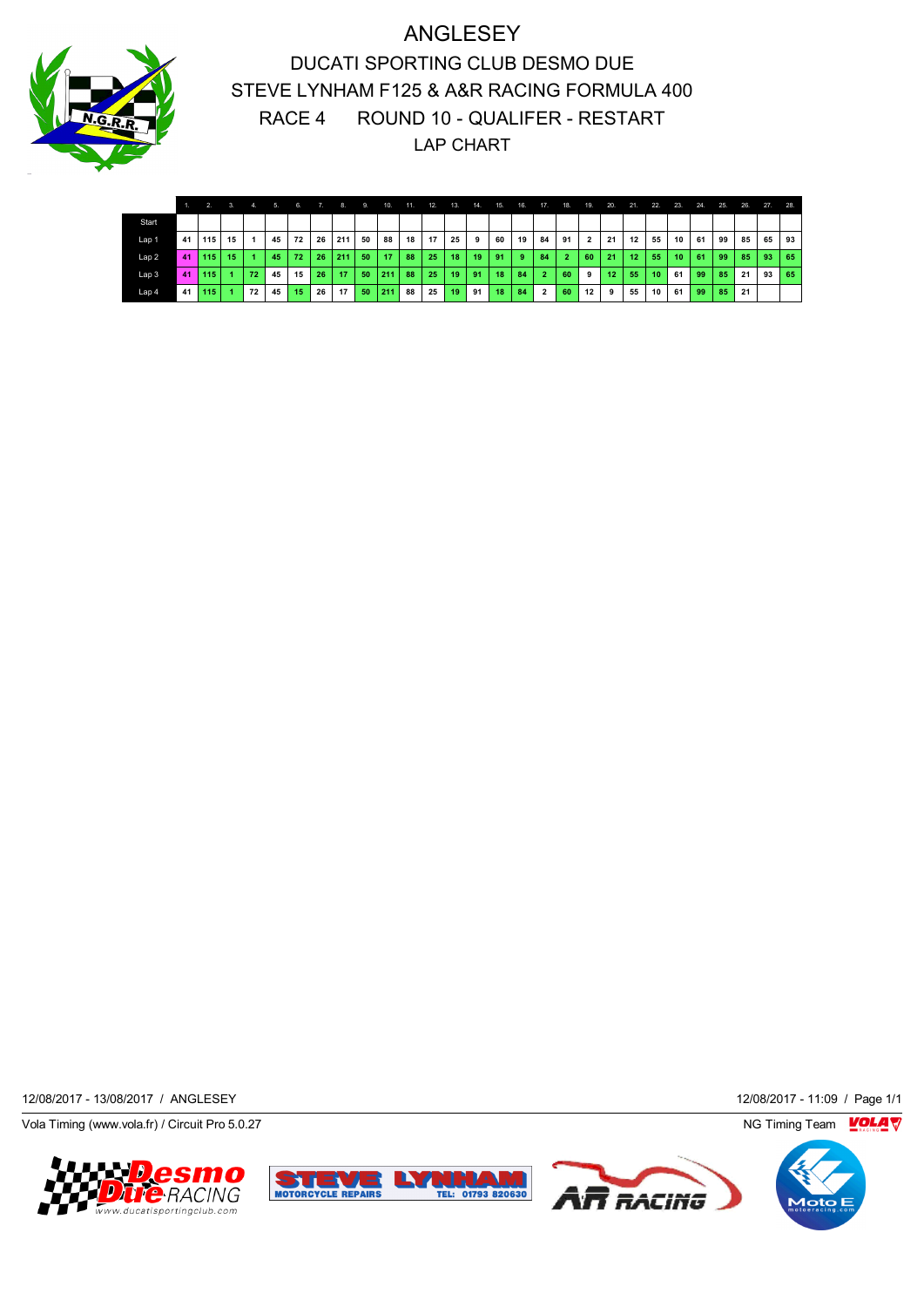# ANGLESEY

## DUCATI SPORTING CLUB DESMO DUE

## STEVE LYNHAM F125 & A&R RACING FORMULA 400

## RACE 4 ROUND 10 - QUALIFER - RESTART

## LAP CHART

| | 1. | 2. | 3. | 4. | 5. | 6. | 7. | 8. | 9. | 10. | 11. | 12. | 13. | 14. | 15. | 16. | 17. | 18. | 19. | 20. | 21. | 22. | 23. | 24. | 25. | 26. | 27. | 28. |
|---|---|---|---|---|---|---|---|---|---|---|---|---|---|---|---|---|---|---|---|---|---|---|---|---|---|---|---|---|
| Start | | | | | | | | | | | | | | | | | | | | | | | | | | | | |
| Lap 1 | 41 | 115 | 15 | 1 | 45 | 72 | 26 | 211 | 50 | 88 | 18 | 17 | 25 | 9 | 60 | 19 | 84 | 91 | 2 | 21 | 12 | 55 | 10 | 61 | 99 | 85 | 65 | 93 |
| Lap 2 | 41 | 115 | 15 | 1 | 45 | 72 | 26 | 211 | 50 | 17 | 88 | 25 | 18 | 19 | 91 | 9 | 84 | 2 | 60 | 21 | 12 | 55 | 10 | 61 | 99 | 85 | 93 | 65 |
| Lap 3 | 41 | 115 | 1 | 72 | 45 | 15 | 26 | 17 | 50 | 211 | 88 | 25 | 19 | 91 | 18 | 84 | 2 | 60 | 9 | 12 | 55 | 10 | 61 | 99 | 85 | 21 | 93 | 65 |
| Lap 4 | 41 | 115 | 1 | 72 | 45 | 15 | 26 | 17 | 50 | 211 | 88 | 25 | 19 | 91 | 18 | 84 | 2 | 60 | 12 | 9 | 55 | 10 | 61 | 99 | 85 | 21 | | |

12/08/2017 - 13/08/2017 / ANGLESEY

12/08/2017 - 11:09 / Page 1/1

Vola Timing (www.vola.fr) / Circuit Pro 5.0.27

NG Timing Team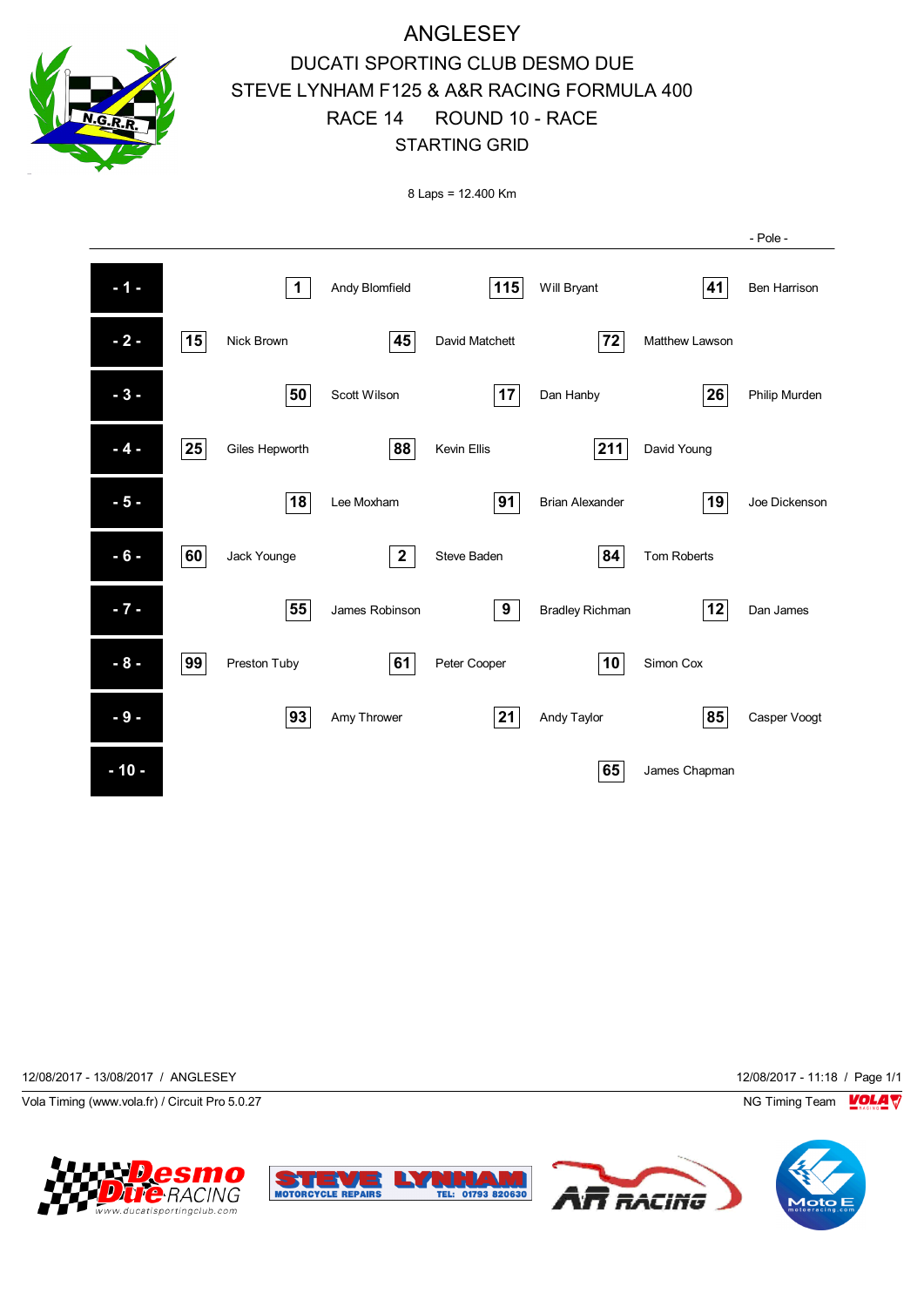# ANGLESEY

## DUCATI SPORTING CLUB DESMO DUE

## STEVE LYNHAM F125 & A&R RACING FORMULA 400

## RACE 14 ROUND 10 - RACE

## STARTING GRID

8 Laps = 12.400 Km

- Pole -

| Row | No. | Rider | No. | Rider | No. | Rider |
|---|---|---|---|---|---|---|
| - 1 - | 1 | Andy Blomfield | 115 | Will Bryant | 41 | Ben Harrison |
| - 2 - | 15 | Nick Brown | 45 | David Matchett | 72 | Matthew Lawson |
| - 3 - | 50 | Scott Wilson | 17 | Dan Hanby | 26 | Philip Murden |
| - 4 - | 25 | Giles Hepworth | 88 | Kevin Ellis | 211 | David Young |
| - 5 - | 18 | Lee Moxham | 91 | Brian Alexander | 19 | Joe Dickenson |
| - 6 - | 60 | Jack Younge | 2 | Steve Baden | 84 | Tom Roberts |
| - 7 - | 55 | James Robinson | 9 | Bradley Richman | 12 | Dan James |
| - 8 - | 99 | Preston Tuby | 61 | Peter Cooper | 10 | Simon Cox |
| - 9 - | 93 | Amy Thrower | 21 | Andy Taylor | 85 | Casper Voogt |
| - 10 - | 65 | James Chapman | | | | |

12/08/2017 - 13/08/2017 / ANGLESEY

12/08/2017 - 11:18 / Page 1/1

Vola Timing (www.vola.fr) / Circuit Pro 5.0.27

NG Timing Team